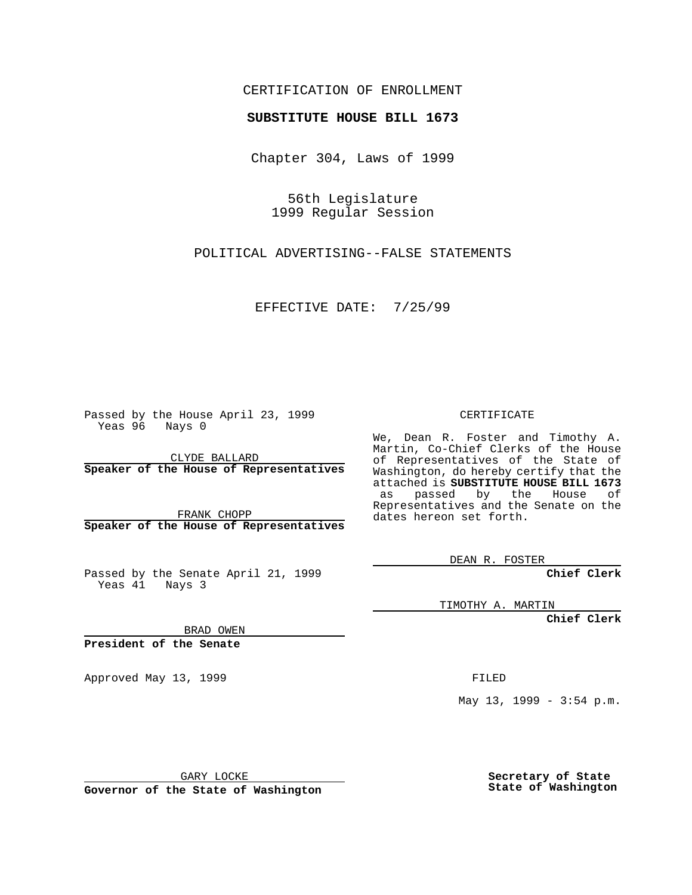CERTIFICATION OF ENROLLMENT

**SUBSTITUTE HOUSE BILL 1673**

Chapter 304, Laws of 1999

56th Legislature
1999 Regular Session

POLITICAL ADVERTISING--FALSE STATEMENTS

EFFECTIVE DATE: 7/25/99

Passed by the House April 23, 1999
Yeas 96 Nays 0

CLYDE BALLARD
**Speaker of the House of Representatives**

FRANK CHOPP
**Speaker of the House of Representatives**

Passed by the Senate April 21, 1999
Yeas 41 Nays 3

BRAD OWEN
**President of the Senate**

Approved May 13, 1999

GARY LOCKE
**Governor of the State of Washington**

CERTIFICATE

We, Dean R. Foster and Timothy A. Martin, Co-Chief Clerks of the House of Representatives of the State of Washington, do hereby certify that the attached is **SUBSTITUTE HOUSE BILL 1673** as passed by the House of Representatives and the Senate on the dates hereon set forth.

DEAN R. FOSTER
**Chief Clerk**

TIMOTHY A. MARTIN
**Chief Clerk**

FILED

May 13, 1999 - 3:54 p.m.

**Secretary of State**
**State of Washington**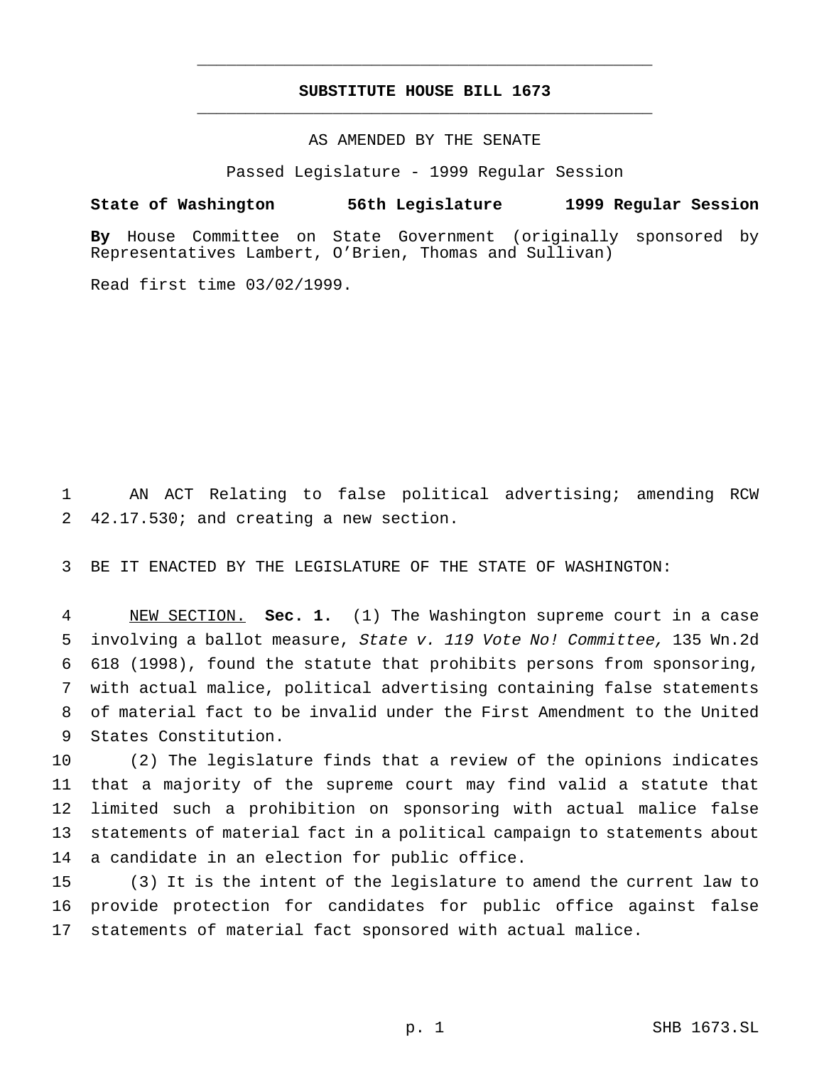# SUBSTITUTE HOUSE BILL 1673

AS AMENDED BY THE SENATE

Passed Legislature - 1999 Regular Session

**State of Washington 56th Legislature 1999 Regular Session**

**By** House Committee on State Government (originally sponsored by Representatives Lambert, O'Brien, Thomas and Sullivan)

Read first time 03/02/1999.

AN ACT Relating to false political advertising; amending RCW 42.17.530; and creating a new section.

BE IT ENACTED BY THE LEGISLATURE OF THE STATE OF WASHINGTON:

NEW SECTION. **Sec. 1.** (1) The Washington supreme court in a case involving a ballot measure, *State v. 119 Vote No! Committee,* 135 Wn.2d 618 (1998), found the statute that prohibits persons from sponsoring, with actual malice, political advertising containing false statements of material fact to be invalid under the First Amendment to the United States Constitution.

(2) The legislature finds that a review of the opinions indicates that a majority of the supreme court may find valid a statute that limited such a prohibition on sponsoring with actual malice false statements of material fact in a political campaign to statements about a candidate in an election for public office.

(3) It is the intent of the legislature to amend the current law to provide protection for candidates for public office against false statements of material fact sponsored with actual malice.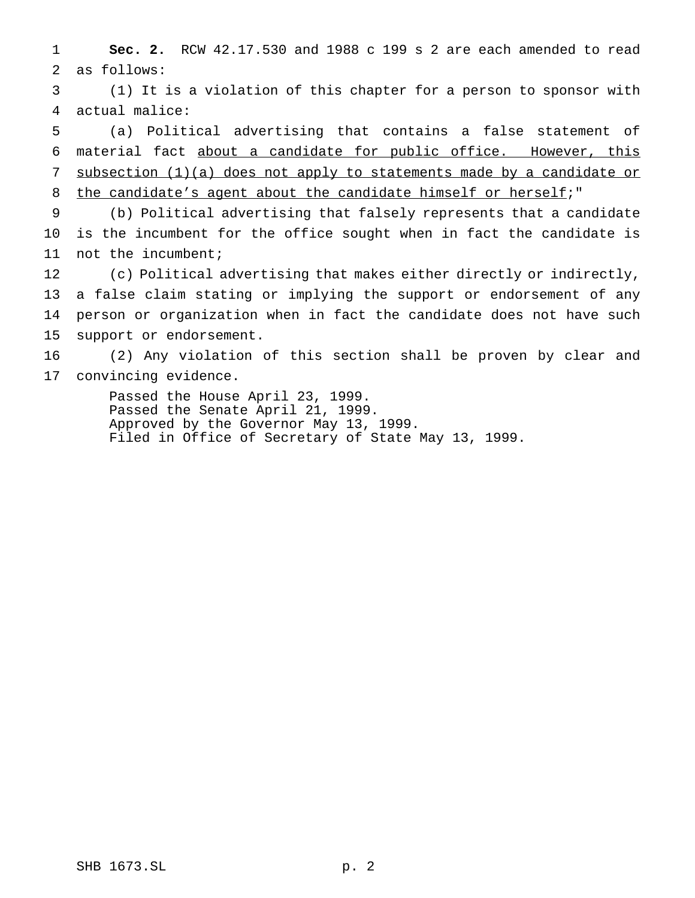**Sec. 2.** RCW 42.17.530 and 1988 c 199 s 2 are each amended to read as follows:

(1) It is a violation of this chapter for a person to sponsor with actual malice:

(a) Political advertising that contains a false statement of material fact <u>about a candidate for public office. However, this subsection (1)(a) does not apply to statements made by a candidate or the candidate's agent about the candidate himself or herself</u>;"

(b) Political advertising that falsely represents that a candidate is the incumbent for the office sought when in fact the candidate is not the incumbent;

(c) Political advertising that makes either directly or indirectly, a false claim stating or implying the support or endorsement of any person or organization when in fact the candidate does not have such support or endorsement.

(2) Any violation of this section shall be proven by clear and convincing evidence.

Passed the House April 23, 1999.
Passed the Senate April 21, 1999.
Approved by the Governor May 13, 1999.
Filed in Office of Secretary of State May 13, 1999.